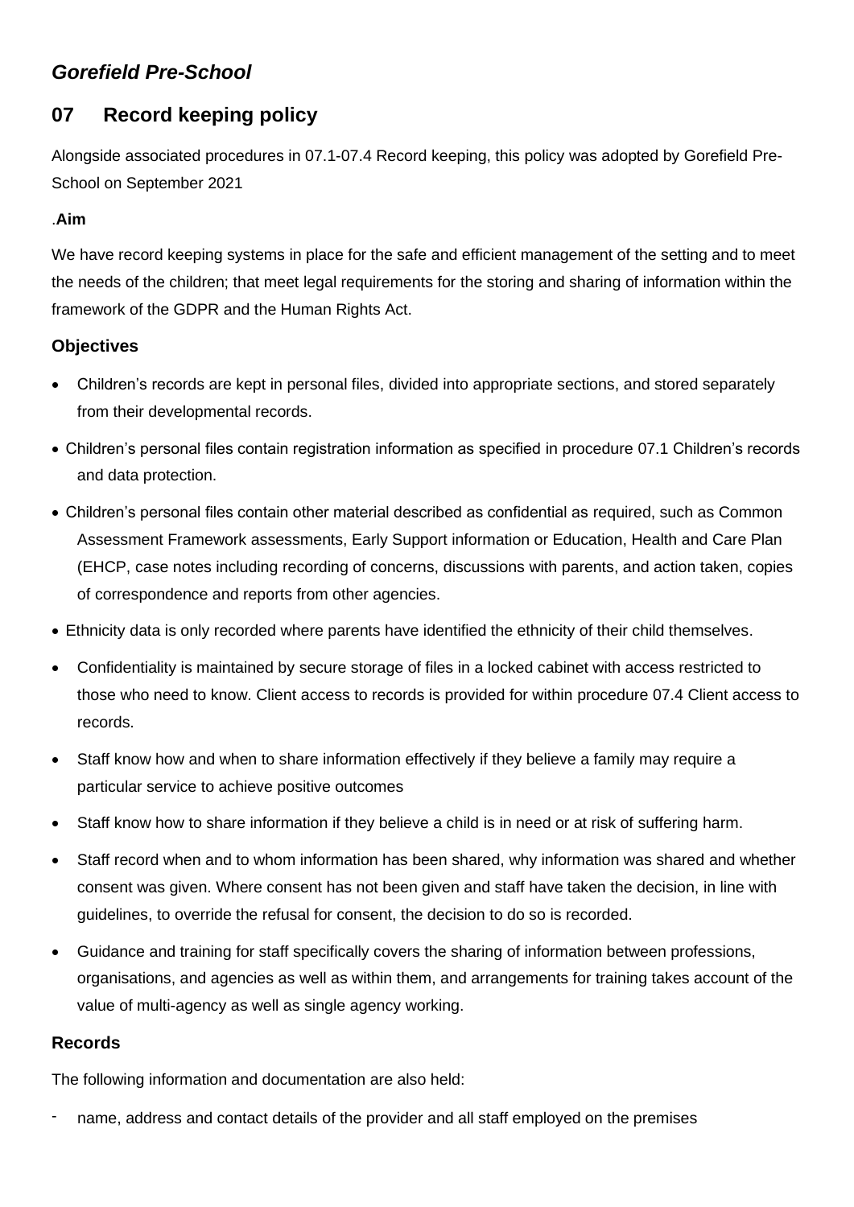## *Gorefield Pre-School*

## 07 Record keeping policy

Alongside associated procedures in 07.1-07.4 Record keeping, this policy was adopted by Gorefield Pre-School on September 2021

.**Aim**

We have record keeping systems in place for the safe and efficient management of the setting and to meet the needs of the children; that meet legal requirements for the storing and sharing of information within the framework of the GDPR and the Human Rights Act.

### Objectives

- Children's records are kept in personal files, divided into appropriate sections, and stored separately from their developmental records.
- Children's personal files contain registration information as specified in procedure 07.1 Children's records and data protection.
- Children's personal files contain other material described as confidential as required, such as Common Assessment Framework assessments, Early Support information or Education, Health and Care Plan (EHCP, case notes including recording of concerns, discussions with parents, and action taken, copies of correspondence and reports from other agencies.
- Ethnicity data is only recorded where parents have identified the ethnicity of their child themselves.
- Confidentiality is maintained by secure storage of files in a locked cabinet with access restricted to those who need to know. Client access to records is provided for within procedure 07.4 Client access to records.
- Staff know how and when to share information effectively if they believe a family may require a particular service to achieve positive outcomes
- Staff know how to share information if they believe a child is in need or at risk of suffering harm.
- Staff record when and to whom information has been shared, why information was shared and whether consent was given. Where consent has not been given and staff have taken the decision, in line with guidelines, to override the refusal for consent, the decision to do so is recorded.
- Guidance and training for staff specifically covers the sharing of information between professions, organisations, and agencies as well as within them, and arrangements for training takes account of the value of multi-agency as well as single agency working.

### Records

The following information and documentation are also held:

- name, address and contact details of the provider and all staff employed on the premises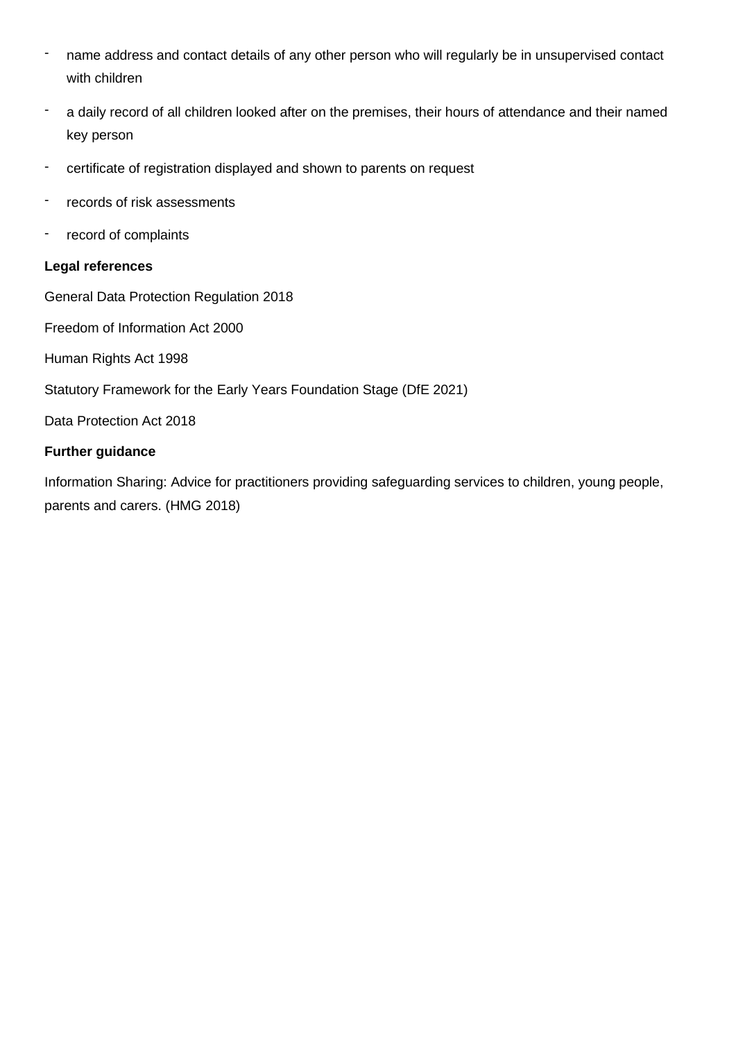- name address and contact details of any other person who will regularly be in unsupervised contact with children
- a daily record of all children looked after on the premises, their hours of attendance and their named key person
- certificate of registration displayed and shown to parents on request
- records of risk assessments
- record of complaints

**Legal references**

General Data Protection Regulation 2018

Freedom of Information Act 2000

Human Rights Act 1998

Statutory Framework for the Early Years Foundation Stage (DfE 2021)

Data Protection Act 2018

**Further guidance**

Information Sharing: Advice for practitioners providing safeguarding services to children, young people, parents and carers. (HMG 2018)